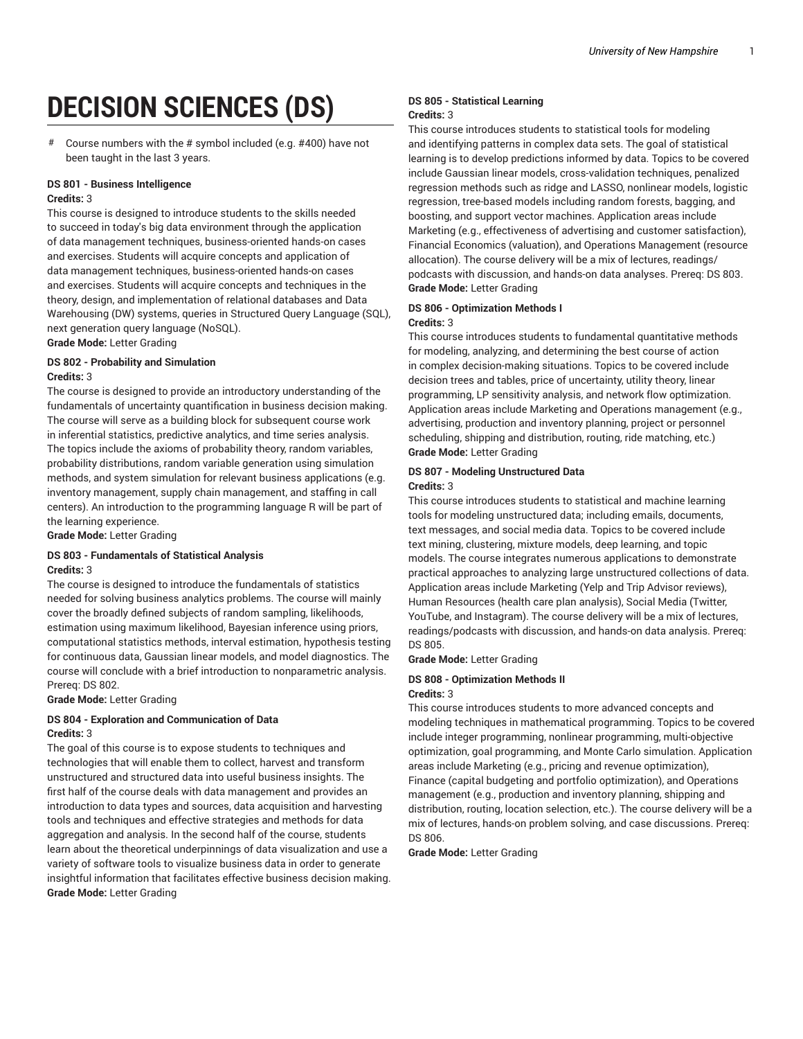# DECISION SCIENCES (DS)

- # Course numbers with the # symbol included (e.g. #400) have not been taught in the last 3 years.

#### DS 801 - Business Intelligence

**Credits:** 3

This course is designed to introduce students to the skills needed to succeed in today's big data environment through the application of data management techniques, business-oriented hands-on cases and exercises. Students will acquire concepts and application of data management techniques, business-oriented hands-on cases and exercises. Students will acquire concepts and techniques in the theory, design, and implementation of relational databases and Data Warehousing (DW) systems, queries in Structured Query Language (SQL), next generation query language (NoSQL).

**Grade Mode:** Letter Grading

#### DS 802 - Probability and Simulation

**Credits:** 3

The course is designed to provide an introductory understanding of the fundamentals of uncertainty quantification in business decision making. The course will serve as a building block for subsequent course work in inferential statistics, predictive analytics, and time series analysis. The topics include the axioms of probability theory, random variables, probability distributions, random variable generation using simulation methods, and system simulation for relevant business applications (e.g. inventory management, supply chain management, and staffing in call centers). An introduction to the programming language R will be part of the learning experience.

**Grade Mode:** Letter Grading

#### DS 803 - Fundamentals of Statistical Analysis

**Credits:** 3

The course is designed to introduce the fundamentals of statistics needed for solving business analytics problems. The course will mainly cover the broadly defined subjects of random sampling, likelihoods, estimation using maximum likelihood, Bayesian inference using priors, computational statistics methods, interval estimation, hypothesis testing for continuous data, Gaussian linear models, and model diagnostics. The course will conclude with a brief introduction to nonparametric analysis. Prereq: DS 802.

**Grade Mode:** Letter Grading

#### DS 804 - Exploration and Communication of Data

**Credits:** 3

The goal of this course is to expose students to techniques and technologies that will enable them to collect, harvest and transform unstructured and structured data into useful business insights. The first half of the course deals with data management and provides an introduction to data types and sources, data acquisition and harvesting tools and techniques and effective strategies and methods for data aggregation and analysis. In the second half of the course, students learn about the theoretical underpinnings of data visualization and use a variety of software tools to visualize business data in order to generate insightful information that facilitates effective business decision making.

**Grade Mode:** Letter Grading

#### DS 805 - Statistical Learning

**Credits:** 3

This course introduces students to statistical tools for modeling and identifying patterns in complex data sets. The goal of statistical learning is to develop predictions informed by data. Topics to be covered include Gaussian linear models, cross-validation techniques, penalized regression methods such as ridge and LASSO, nonlinear models, logistic regression, tree-based models including random forests, bagging, and boosting, and support vector machines. Application areas include Marketing (e.g., effectiveness of advertising and customer satisfaction), Financial Economics (valuation), and Operations Management (resource allocation). The course delivery will be a mix of lectures, readings/podcasts with discussion, and hands-on data analyses. Prereq: DS 803.

**Grade Mode:** Letter Grading

#### DS 806 - Optimization Methods I

**Credits:** 3

This course introduces students to fundamental quantitative methods for modeling, analyzing, and determining the best course of action in complex decision-making situations. Topics to be covered include decision trees and tables, price of uncertainty, utility theory, linear programming, LP sensitivity analysis, and network flow optimization. Application areas include Marketing and Operations management (e.g., advertising, production and inventory planning, project or personnel scheduling, shipping and distribution, routing, ride matching, etc.)

**Grade Mode:** Letter Grading

#### DS 807 - Modeling Unstructured Data

**Credits:** 3

This course introduces students to statistical and machine learning tools for modeling unstructured data; including emails, documents, text messages, and social media data. Topics to be covered include text mining, clustering, mixture models, deep learning, and topic models. The course integrates numerous applications to demonstrate practical approaches to analyzing large unstructured collections of data. Application areas include Marketing (Yelp and Trip Advisor reviews), Human Resources (health care plan analysis), Social Media (Twitter, YouTube, and Instagram). The course delivery will be a mix of lectures, readings/podcasts with discussion, and hands-on data analysis. Prereq: DS 805.

**Grade Mode:** Letter Grading

#### DS 808 - Optimization Methods II

**Credits:** 3

This course introduces students to more advanced concepts and modeling techniques in mathematical programming. Topics to be covered include integer programming, nonlinear programming, multi-objective optimization, goal programming, and Monte Carlo simulation. Application areas include Marketing (e.g., pricing and revenue optimization), Finance (capital budgeting and portfolio optimization), and Operations management (e.g., production and inventory planning, shipping and distribution, routing, location selection, etc.). The course delivery will be a mix of lectures, hands-on problem solving, and case discussions. Prereq: DS 806.

**Grade Mode:** Letter Grading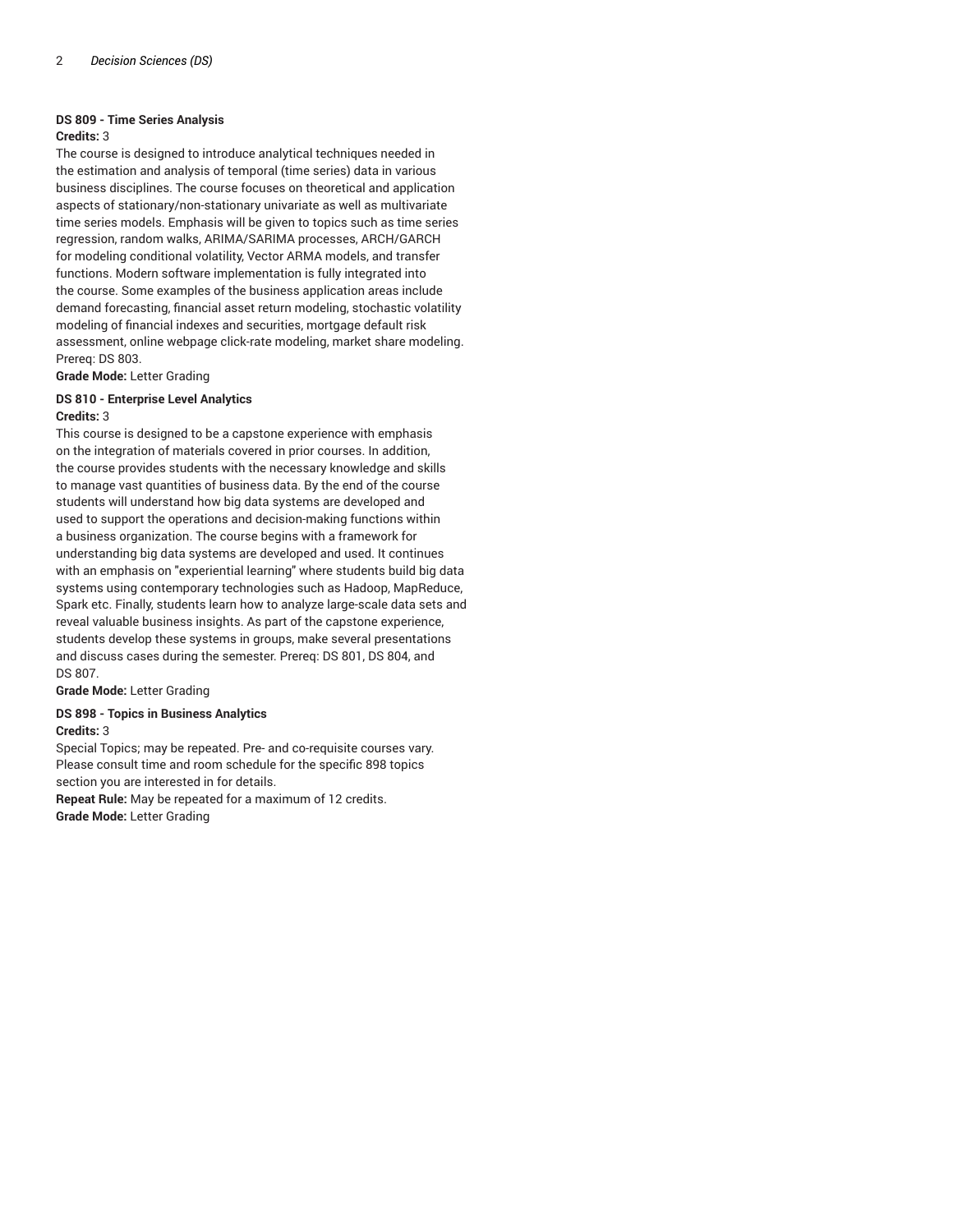### DS 809 - Time Series Analysis

**Credits:** 3

The course is designed to introduce analytical techniques needed in the estimation and analysis of temporal (time series) data in various business disciplines. The course focuses on theoretical and application aspects of stationary/non-stationary univariate as well as multivariate time series models. Emphasis will be given to topics such as time series regression, random walks, ARIMA/SARIMA processes, ARCH/GARCH for modeling conditional volatility, Vector ARMA models, and transfer functions. Modern software implementation is fully integrated into the course. Some examples of the business application areas include demand forecasting, financial asset return modeling, stochastic volatility modeling of financial indexes and securities, mortgage default risk assessment, online webpage click-rate modeling, market share modeling. Prereq: DS 803.

**Grade Mode:** Letter Grading

### DS 810 - Enterprise Level Analytics

**Credits:** 3

This course is designed to be a capstone experience with emphasis on the integration of materials covered in prior courses. In addition, the course provides students with the necessary knowledge and skills to manage vast quantities of business data. By the end of the course students will understand how big data systems are developed and used to support the operations and decision-making functions within a business organization. The course begins with a framework for understanding big data systems are developed and used. It continues with an emphasis on "experiential learning" where students build big data systems using contemporary technologies such as Hadoop, MapReduce, Spark etc. Finally, students learn how to analyze large-scale data sets and reveal valuable business insights. As part of the capstone experience, students develop these systems in groups, make several presentations and discuss cases during the semester. Prereq: DS 801, DS 804, and DS 807.

**Grade Mode:** Letter Grading

### DS 898 - Topics in Business Analytics

**Credits:** 3

Special Topics; may be repeated. Pre- and co-requisite courses vary. Please consult time and room schedule for the specific 898 topics section you are interested in for details.

**Repeat Rule:** May be repeated for a maximum of 12 credits.

**Grade Mode:** Letter Grading